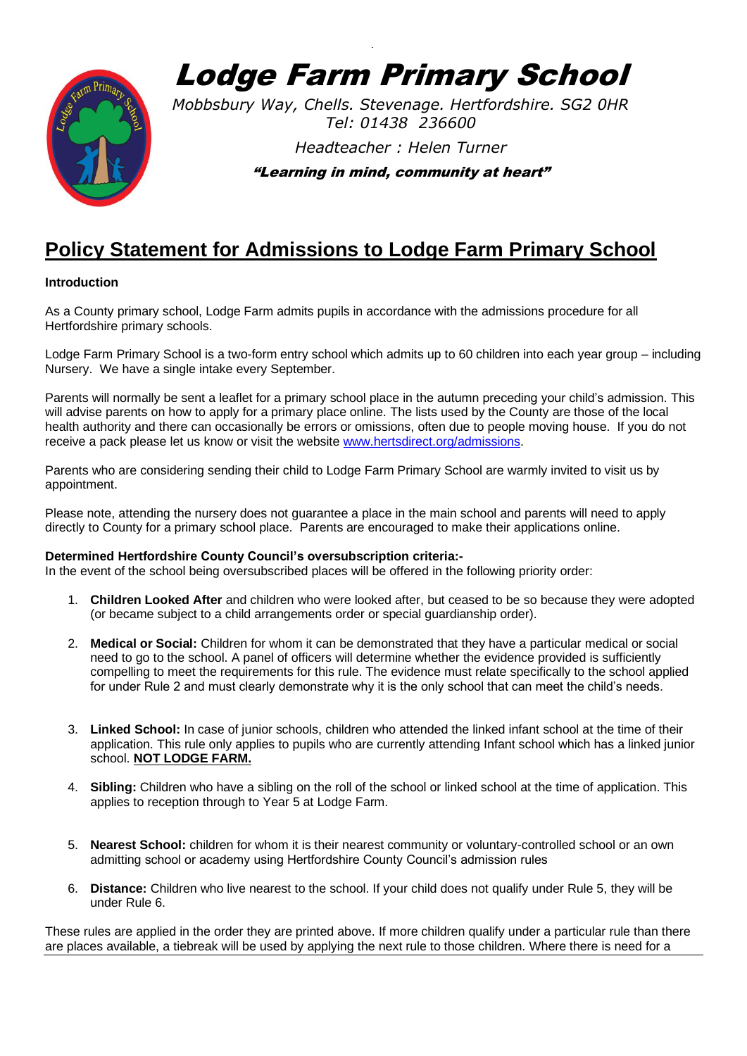# Lodge Farm Primary School

*Mobbsbury Way, Chells. Stevenage. Hertfordshire. SG2 0HR*
*Tel: 01438 236600*

*Headteacher : Helen Turner*

***"Learning in mind, community at heart"***

## Policy Statement for Admissions to Lodge Farm Primary School

**Introduction**

As a County primary school, Lodge Farm admits pupils in accordance with the admissions procedure for all Hertfordshire primary schools.

Lodge Farm Primary School is a two-form entry school which admits up to 60 children into each year group – including Nursery. We have a single intake every September.

Parents will normally be sent a leaflet for a primary school place in the autumn preceding your child's admission. This will advise parents on how to apply for a primary place online. The lists used by the County are those of the local health authority and there can occasionally be errors or omissions, often due to people moving house. If you do not receive a pack please let us know or visit the website www.hertsdirect.org/admissions.

Parents who are considering sending their child to Lodge Farm Primary School are warmly invited to visit us by appointment.

Please note, attending the nursery does not guarantee a place in the main school and parents will need to apply directly to County for a primary school place. Parents are encouraged to make their applications online.

**Determined Hertfordshire County Council's oversubscription criteria:-**
In the event of the school being oversubscribed places will be offered in the following priority order:

1. **Children Looked After** and children who were looked after, but ceased to be so because they were adopted (or became subject to a child arrangements order or special guardianship order).
2. **Medical or Social:** Children for whom it can be demonstrated that they have a particular medical or social need to go to the school. A panel of officers will determine whether the evidence provided is sufficiently compelling to meet the requirements for this rule. The evidence must relate specifically to the school applied for under Rule 2 and must clearly demonstrate why it is the only school that can meet the child's needs.
3. **Linked School:** In case of junior schools, children who attended the linked infant school at the time of their application. This rule only applies to pupils who are currently attending Infant school which has a linked junior school. **NOT LODGE FARM.**
4. **Sibling:** Children who have a sibling on the roll of the school or linked school at the time of application. This applies to reception through to Year 5 at Lodge Farm.
5. **Nearest School:** children for whom it is their nearest community or voluntary-controlled school or an own admitting school or academy using Hertfordshire County Council's admission rules
6. **Distance:** Children who live nearest to the school. If your child does not qualify under Rule 5, they will be under Rule 6.

These rules are applied in the order they are printed above. If more children qualify under a particular rule than there are places available, a tiebreak will be used by applying the next rule to those children. Where there is need for a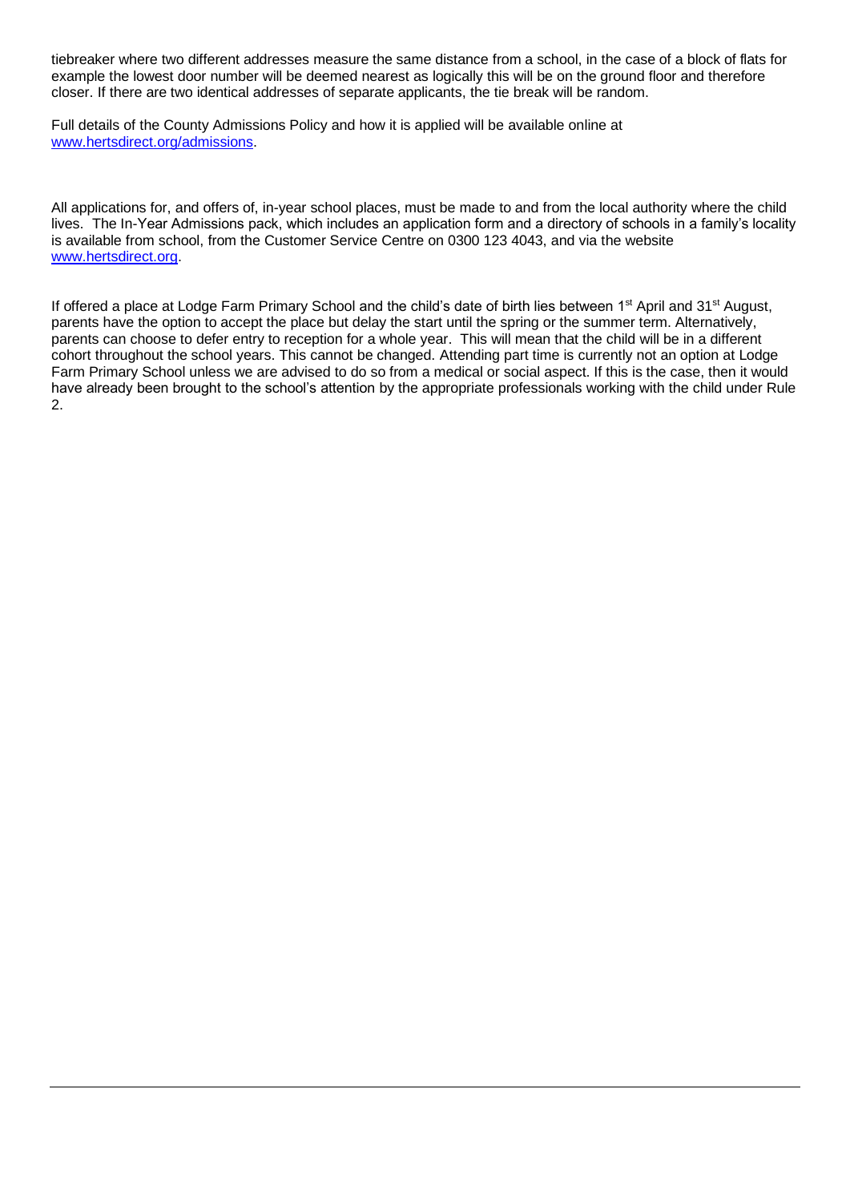tiebreaker where two different addresses measure the same distance from a school, in the case of a block of flats for example the lowest door number will be deemed nearest as logically this will be on the ground floor and therefore closer. If there are two identical addresses of separate applicants, the tie break will be random.

Full details of the County Admissions Policy and how it is applied will be available online at [www.hertsdirect.org/admissions](www.hertsdirect.org/admissions).

All applications for, and offers of, in-year school places, must be made to and from the local authority where the child lives. The In-Year Admissions pack, which includes an application form and a directory of schools in a family's locality is available from school, from the Customer Service Centre on 0300 123 4043, and via the website [www.hertsdirect.org](www.hertsdirect.org).

If offered a place at Lodge Farm Primary School and the child's date of birth lies between 1st April and 31st August, parents have the option to accept the place but delay the start until the spring or the summer term. Alternatively, parents can choose to defer entry to reception for a whole year. This will mean that the child will be in a different cohort throughout the school years. This cannot be changed. Attending part time is currently not an option at Lodge Farm Primary School unless we are advised to do so from a medical or social aspect. If this is the case, then it would have already been brought to the school's attention by the appropriate professionals working with the child under Rule 2.